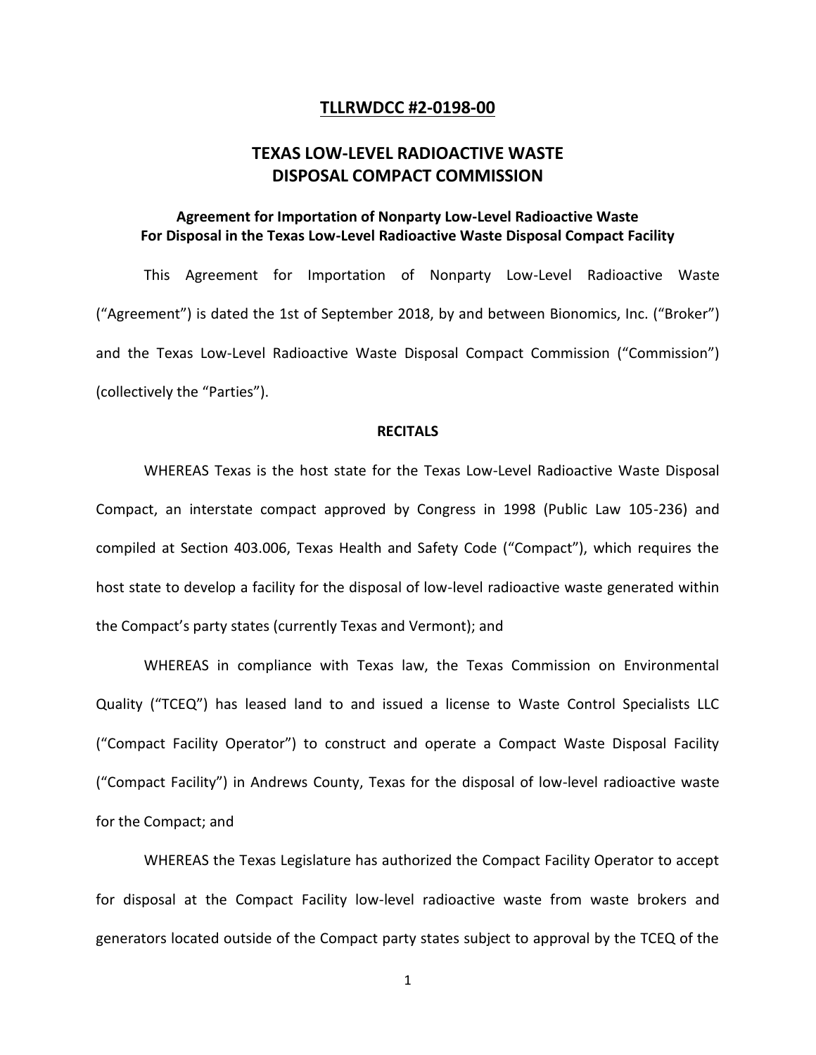**TLLRWDCC #2-0198-00**

# TEXAS LOW-LEVEL RADIOACTIVE WASTE DISPOSAL COMPACT COMMISSION

### Agreement for Importation of Nonparty Low-Level Radioactive Waste For Disposal in the Texas Low-Level Radioactive Waste Disposal Compact Facility

This Agreement for Importation of Nonparty Low-Level Radioactive Waste ("Agreement") is dated the 1st of September 2018, by and between Bionomics, Inc. ("Broker") and the Texas Low-Level Radioactive Waste Disposal Compact Commission ("Commission") (collectively the "Parties").

**RECITALS**

WHEREAS Texas is the host state for the Texas Low-Level Radioactive Waste Disposal Compact, an interstate compact approved by Congress in 1998 (Public Law 105-236) and compiled at Section 403.006, Texas Health and Safety Code ("Compact"), which requires the host state to develop a facility for the disposal of low-level radioactive waste generated within the Compact's party states (currently Texas and Vermont); and

WHEREAS in compliance with Texas law, the Texas Commission on Environmental Quality ("TCEQ") has leased land to and issued a license to Waste Control Specialists LLC ("Compact Facility Operator") to construct and operate a Compact Waste Disposal Facility ("Compact Facility") in Andrews County, Texas for the disposal of low-level radioactive waste for the Compact; and

WHEREAS the Texas Legislature has authorized the Compact Facility Operator to accept for disposal at the Compact Facility low-level radioactive waste from waste brokers and generators located outside of the Compact party states subject to approval by the TCEQ of the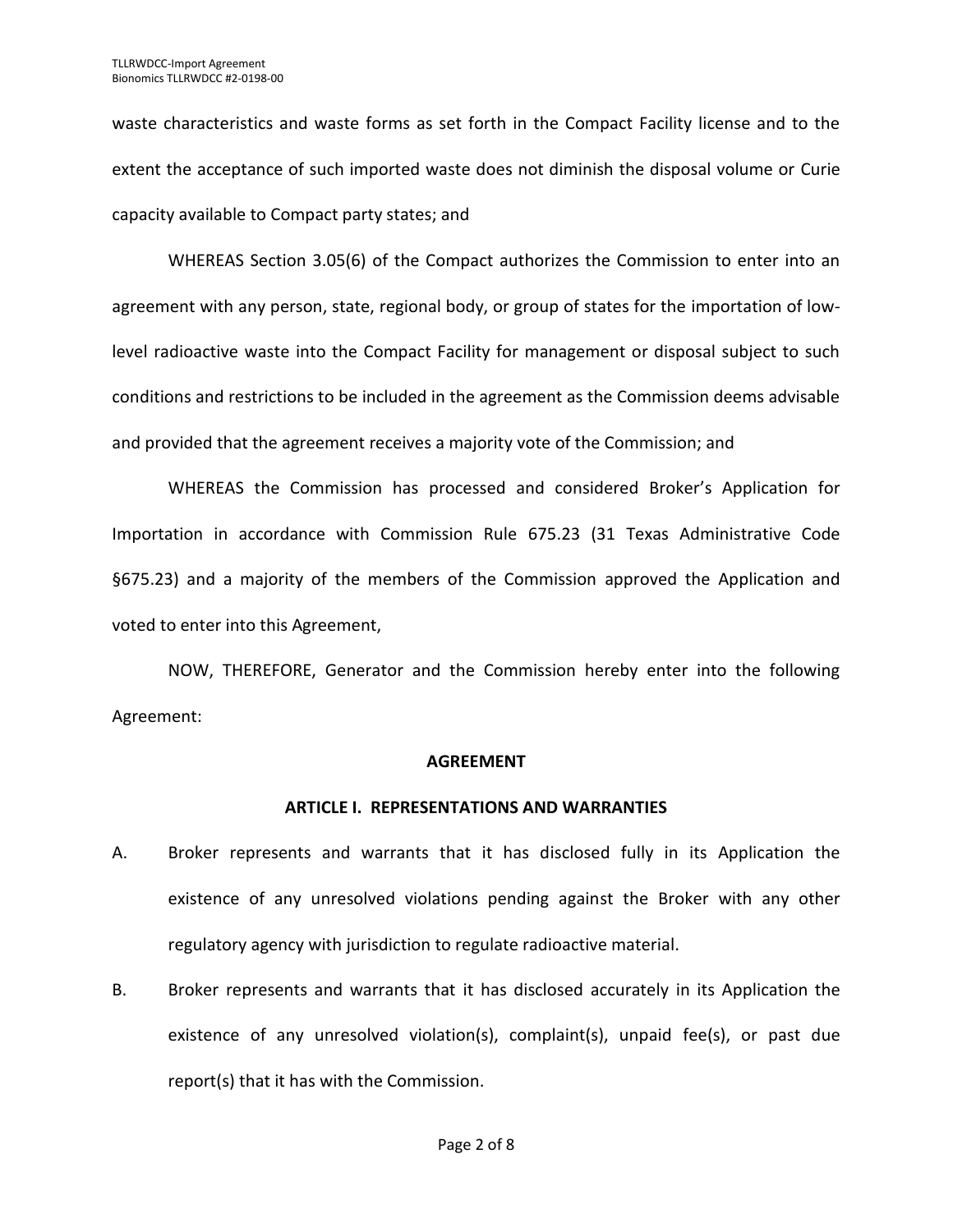waste characteristics and waste forms as set forth in the Compact Facility license and to the extent the acceptance of such imported waste does not diminish the disposal volume or Curie capacity available to Compact party states; and

WHEREAS Section 3.05(6) of the Compact authorizes the Commission to enter into an agreement with any person, state, regional body, or group of states for the importation of low-level radioactive waste into the Compact Facility for management or disposal subject to such conditions and restrictions to be included in the agreement as the Commission deems advisable and provided that the agreement receives a majority vote of the Commission; and

WHEREAS the Commission has processed and considered Broker's Application for Importation in accordance with Commission Rule 675.23 (31 Texas Administrative Code §675.23) and a majority of the members of the Commission approved the Application and voted to enter into this Agreement,

NOW, THEREFORE, Generator and the Commission hereby enter into the following Agreement:

## AGREEMENT

### ARTICLE I. REPRESENTATIONS AND WARRANTIES

A. Broker represents and warrants that it has disclosed fully in its Application the existence of any unresolved violations pending against the Broker with any other regulatory agency with jurisdiction to regulate radioactive material.

B. Broker represents and warrants that it has disclosed accurately in its Application the existence of any unresolved violation(s), complaint(s), unpaid fee(s), or past due report(s) that it has with the Commission.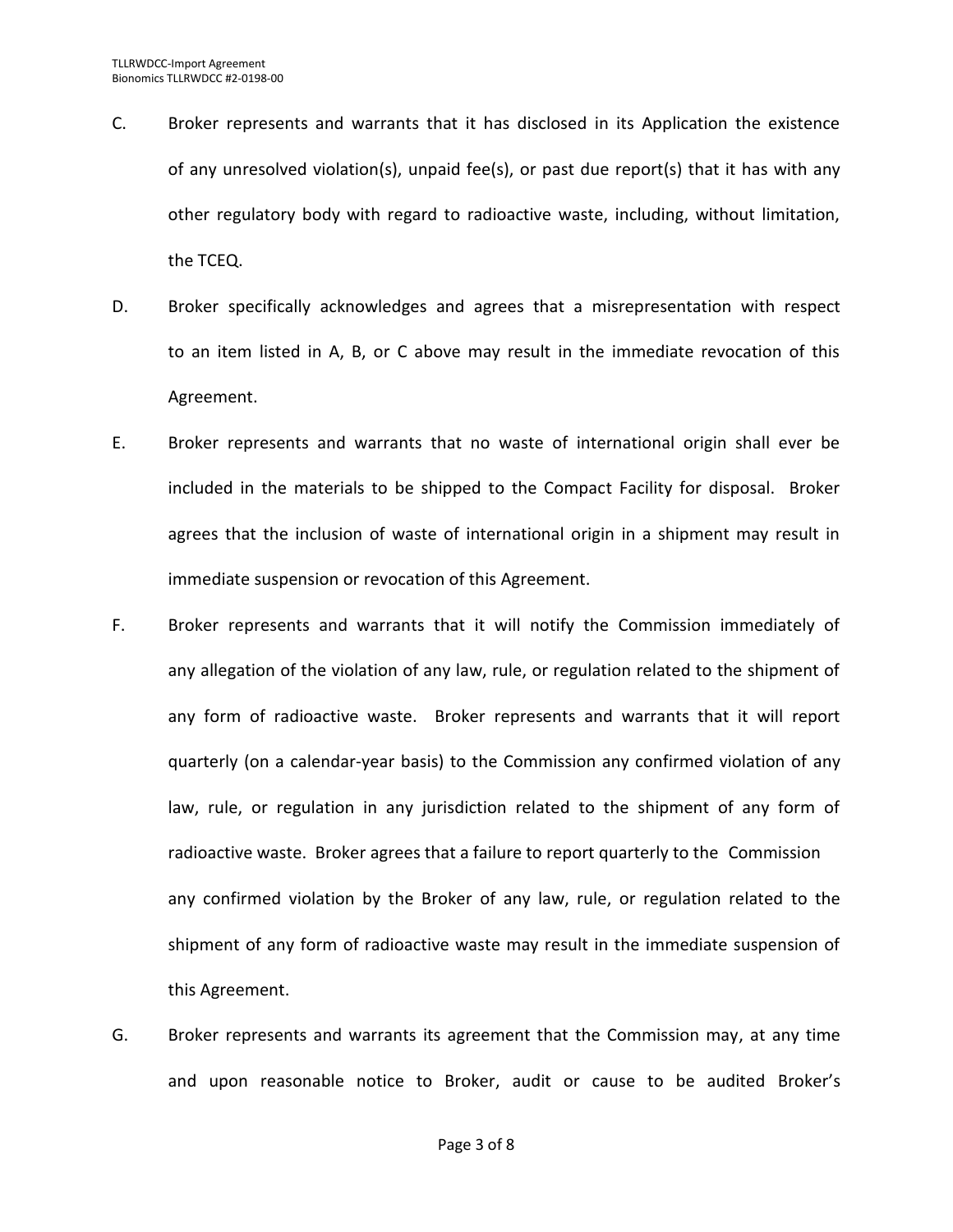C. Broker represents and warrants that it has disclosed in its Application the existence of any unresolved violation(s), unpaid fee(s), or past due report(s) that it has with any other regulatory body with regard to radioactive waste, including, without limitation, the TCEQ.

D. Broker specifically acknowledges and agrees that a misrepresentation with respect to an item listed in A, B, or C above may result in the immediate revocation of this Agreement.

E. Broker represents and warrants that no waste of international origin shall ever be included in the materials to be shipped to the Compact Facility for disposal. Broker agrees that the inclusion of waste of international origin in a shipment may result in immediate suspension or revocation of this Agreement.

F. Broker represents and warrants that it will notify the Commission immediately of any allegation of the violation of any law, rule, or regulation related to the shipment of any form of radioactive waste. Broker represents and warrants that it will report quarterly (on a calendar-year basis) to the Commission any confirmed violation of any law, rule, or regulation in any jurisdiction related to the shipment of any form of radioactive waste. Broker agrees that a failure to report quarterly to the Commission any confirmed violation by the Broker of any law, rule, or regulation related to the shipment of any form of radioactive waste may result in the immediate suspension of this Agreement.

G. Broker represents and warrants its agreement that the Commission may, at any time and upon reasonable notice to Broker, audit or cause to be audited Broker's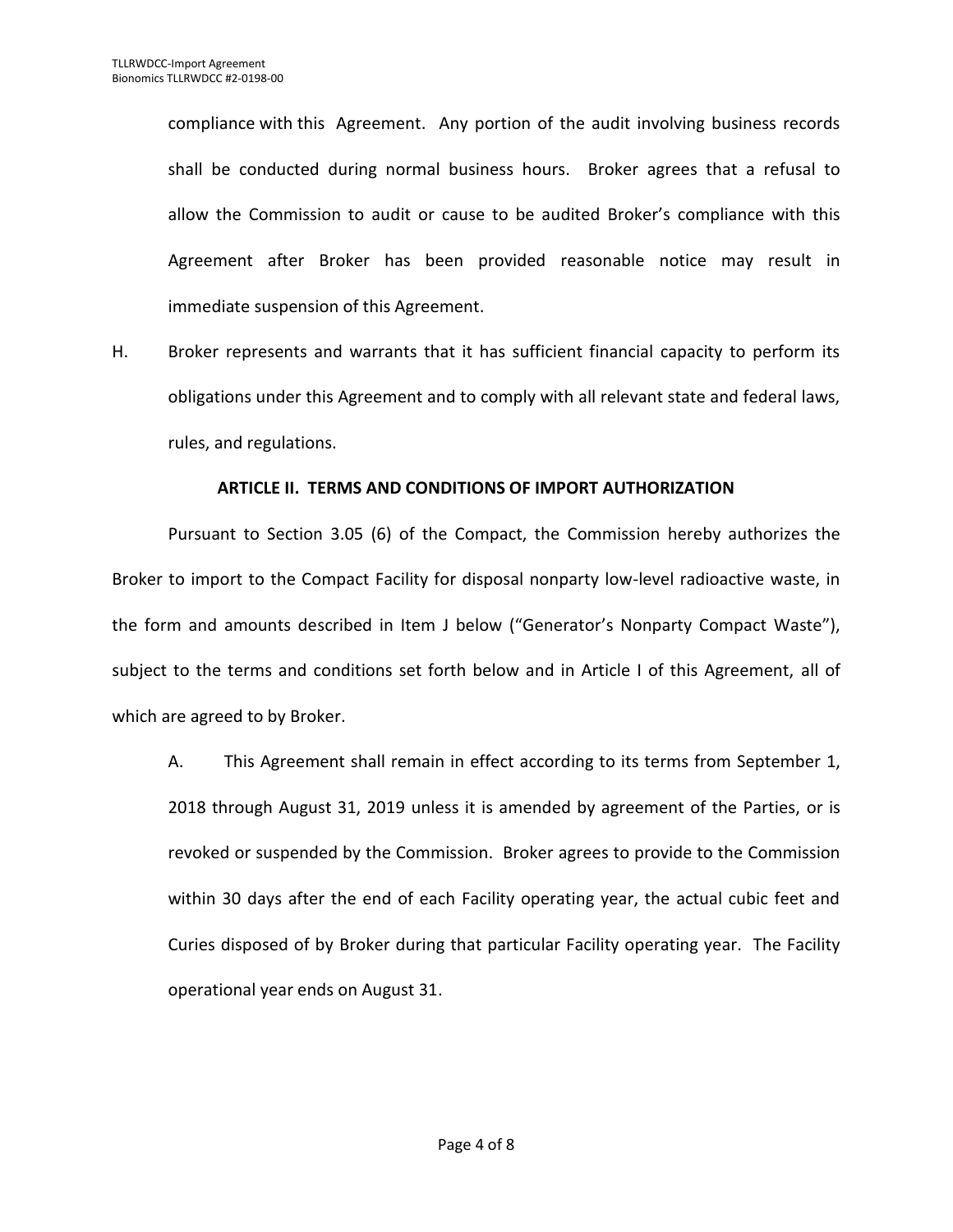compliance with this Agreement. Any portion of the audit involving business records shall be conducted during normal business hours. Broker agrees that a refusal to allow the Commission to audit or cause to be audited Broker's compliance with this Agreement after Broker has been provided reasonable notice may result in immediate suspension of this Agreement.

H. Broker represents and warrants that it has sufficient financial capacity to perform its obligations under this Agreement and to comply with all relevant state and federal laws, rules, and regulations.

## ARTICLE II. TERMS AND CONDITIONS OF IMPORT AUTHORIZATION

Pursuant to Section 3.05 (6) of the Compact, the Commission hereby authorizes the Broker to import to the Compact Facility for disposal nonparty low-level radioactive waste, in the form and amounts described in Item J below ("Generator's Nonparty Compact Waste"), subject to the terms and conditions set forth below and in Article I of this Agreement, all of which are agreed to by Broker.

A. This Agreement shall remain in effect according to its terms from September 1, 2018 through August 31, 2019 unless it is amended by agreement of the Parties, or is revoked or suspended by the Commission. Broker agrees to provide to the Commission within 30 days after the end of each Facility operating year, the actual cubic feet and Curies disposed of by Broker during that particular Facility operating year. The Facility operational year ends on August 31.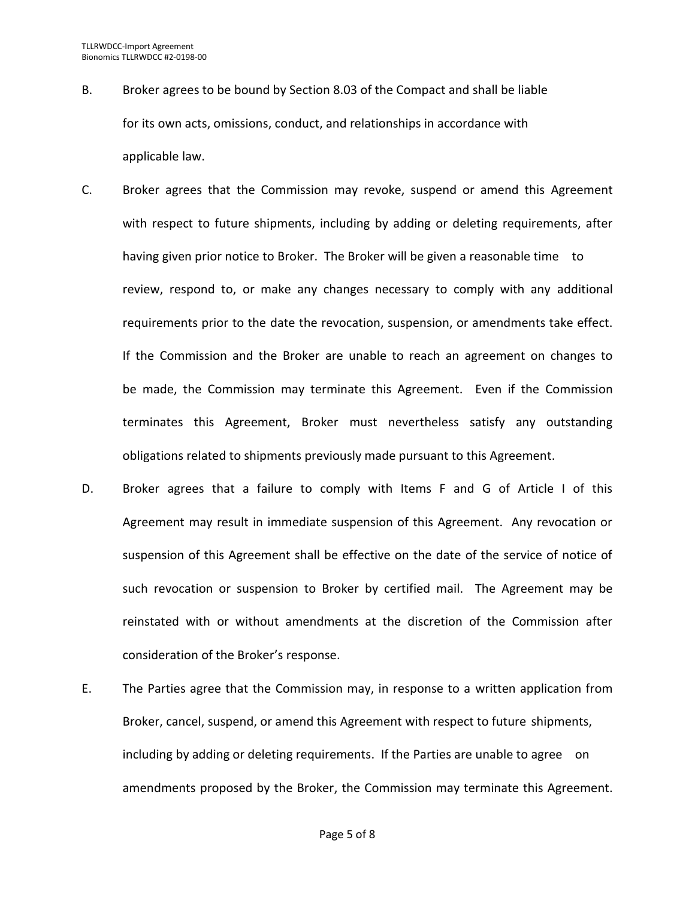B. Broker agrees to be bound by Section 8.03 of the Compact and shall be liable for its own acts, omissions, conduct, and relationships in accordance with applicable law.

C. Broker agrees that the Commission may revoke, suspend or amend this Agreement with respect to future shipments, including by adding or deleting requirements, after having given prior notice to Broker. The Broker will be given a reasonable time to review, respond to, or make any changes necessary to comply with any additional requirements prior to the date the revocation, suspension, or amendments take effect. If the Commission and the Broker are unable to reach an agreement on changes to be made, the Commission may terminate this Agreement. Even if the Commission terminates this Agreement, Broker must nevertheless satisfy any outstanding obligations related to shipments previously made pursuant to this Agreement.

D. Broker agrees that a failure to comply with Items F and G of Article I of this Agreement may result in immediate suspension of this Agreement. Any revocation or suspension of this Agreement shall be effective on the date of the service of notice of such revocation or suspension to Broker by certified mail. The Agreement may be reinstated with or without amendments at the discretion of the Commission after consideration of the Broker's response.

E. The Parties agree that the Commission may, in response to a written application from Broker, cancel, suspend, or amend this Agreement with respect to future shipments, including by adding or deleting requirements. If the Parties are unable to agree on amendments proposed by the Broker, the Commission may terminate this Agreement.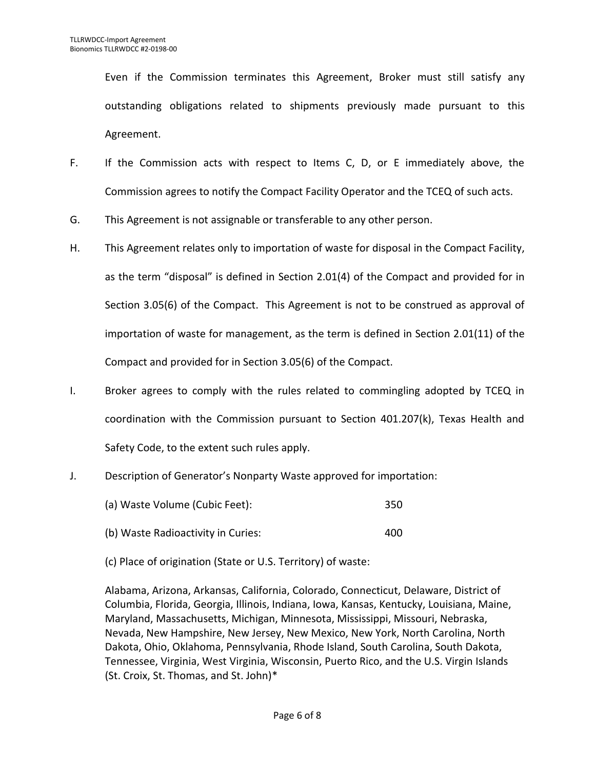Even if the Commission terminates this Agreement, Broker must still satisfy any outstanding obligations related to shipments previously made pursuant to this Agreement.

F. If the Commission acts with respect to Items C, D, or E immediately above, the Commission agrees to notify the Compact Facility Operator and the TCEQ of such acts.

G. This Agreement is not assignable or transferable to any other person.

H. This Agreement relates only to importation of waste for disposal in the Compact Facility, as the term "disposal" is defined in Section 2.01(4) of the Compact and provided for in Section 3.05(6) of the Compact. This Agreement is not to be construed as approval of importation of waste for management, as the term is defined in Section 2.01(11) of the Compact and provided for in Section 3.05(6) of the Compact.

I. Broker agrees to comply with the rules related to commingling adopted by TCEQ in coordination with the Commission pursuant to Section 401.207(k), Texas Health and Safety Code, to the extent such rules apply.

J. Description of Generator's Nonparty Waste approved for importation:

(a) Waste Volume (Cubic Feet): 350

(b) Waste Radioactivity in Curies: 400

(c) Place of origination (State or U.S. Territory) of waste:

Alabama, Arizona, Arkansas, California, Colorado, Connecticut, Delaware, District of Columbia, Florida, Georgia, Illinois, Indiana, Iowa, Kansas, Kentucky, Louisiana, Maine, Maryland, Massachusetts, Michigan, Minnesota, Mississippi, Missouri, Nebraska, Nevada, New Hampshire, New Jersey, New Mexico, New York, North Carolina, North Dakota, Ohio, Oklahoma, Pennsylvania, Rhode Island, South Carolina, South Dakota, Tennessee, Virginia, West Virginia, Wisconsin, Puerto Rico, and the U.S. Virgin Islands (St. Croix, St. Thomas, and St. John)*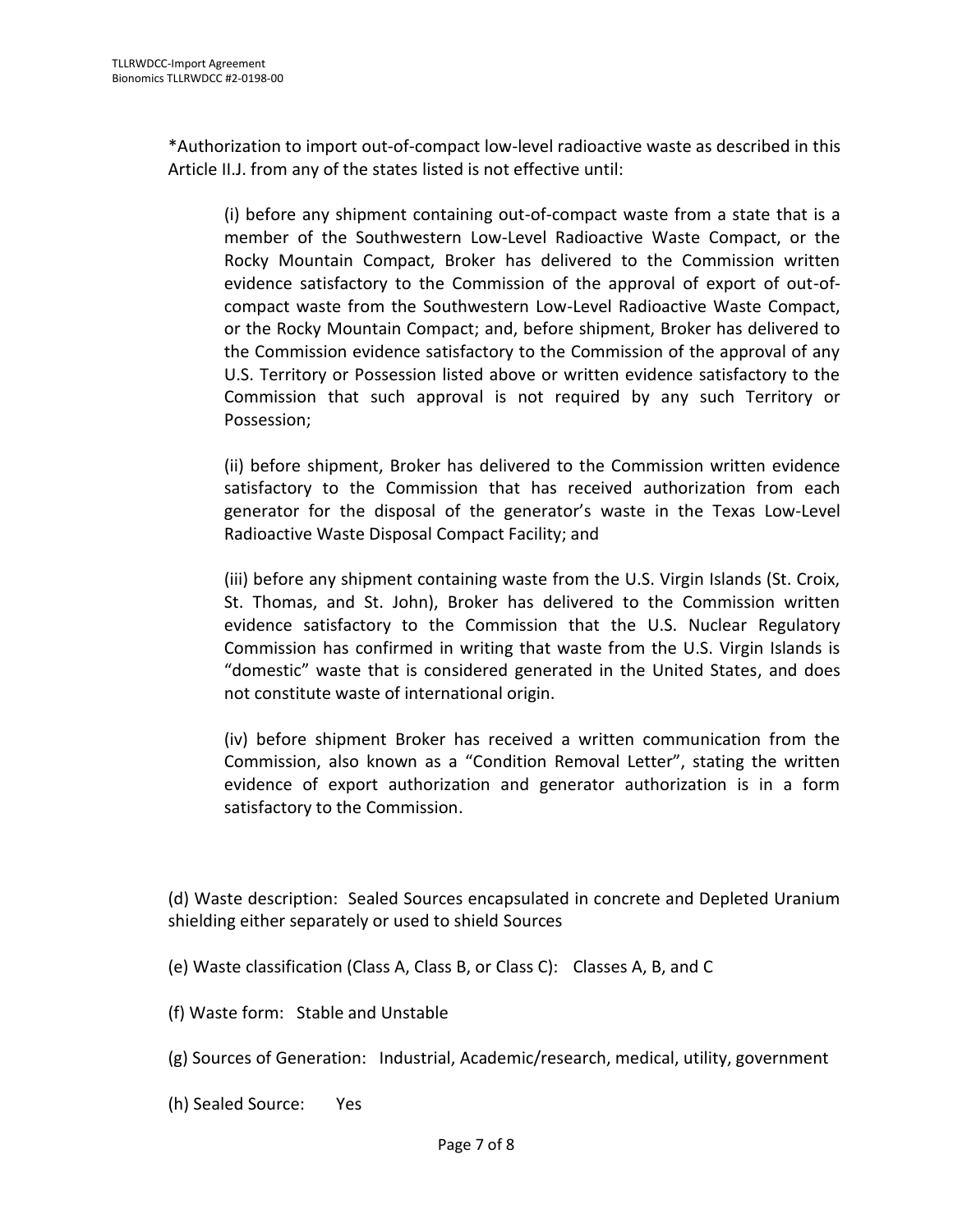*Authorization to import out-of-compact low-level radioactive waste as described in this Article II.J. from any of the states listed is not effective until:

(i) before any shipment containing out-of-compact waste from a state that is a member of the Southwestern Low-Level Radioactive Waste Compact, or the Rocky Mountain Compact, Broker has delivered to the Commission written evidence satisfactory to the Commission of the approval of export of out-of-compact waste from the Southwestern Low-Level Radioactive Waste Compact, or the Rocky Mountain Compact; and, before shipment, Broker has delivered to the Commission evidence satisfactory to the Commission of the approval of any U.S. Territory or Possession listed above or written evidence satisfactory to the Commission that such approval is not required by any such Territory or Possession;

(ii) before shipment, Broker has delivered to the Commission written evidence satisfactory to the Commission that has received authorization from each generator for the disposal of the generator's waste in the Texas Low-Level Radioactive Waste Disposal Compact Facility; and

(iii) before any shipment containing waste from the U.S. Virgin Islands (St. Croix, St. Thomas, and St. John), Broker has delivered to the Commission written evidence satisfactory to the Commission that the U.S. Nuclear Regulatory Commission has confirmed in writing that waste from the U.S. Virgin Islands is "domestic" waste that is considered generated in the United States, and does not constitute waste of international origin.

(iv) before shipment Broker has received a written communication from the Commission, also known as a "Condition Removal Letter", stating the written evidence of export authorization and generator authorization is in a form satisfactory to the Commission.

(d) Waste description: Sealed Sources encapsulated in concrete and Depleted Uranium shielding either separately or used to shield Sources

(e) Waste classification (Class A, Class B, or Class C): Classes A, B, and C

(f) Waste form: Stable and Unstable

(g) Sources of Generation: Industrial, Academic/research, medical, utility, government

(h) Sealed Source: Yes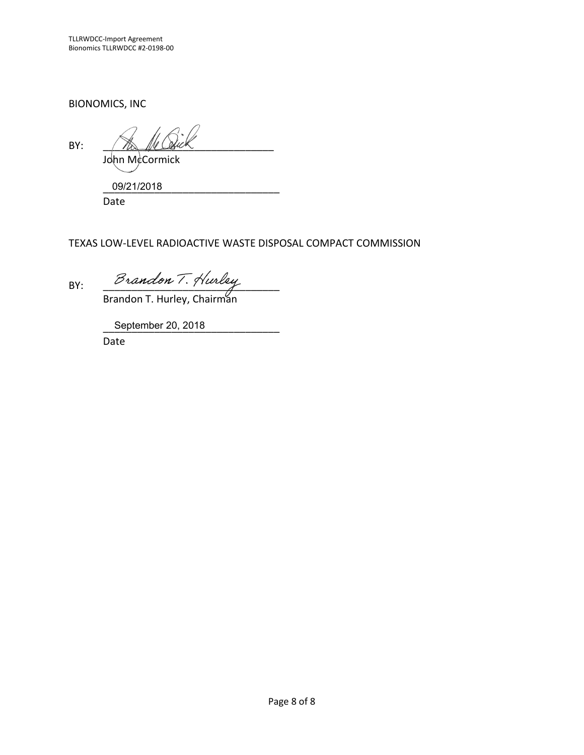BIONOMICS, INC

BY: ______________________________
John McCormick

09/21/2018
Date

TEXAS LOW-LEVEL RADIOACTIVE WASTE DISPOSAL COMPACT COMMISSION

BY: Brandon T. Hurley
Brandon T. Hurley, Chairman

September 20, 2018
Date